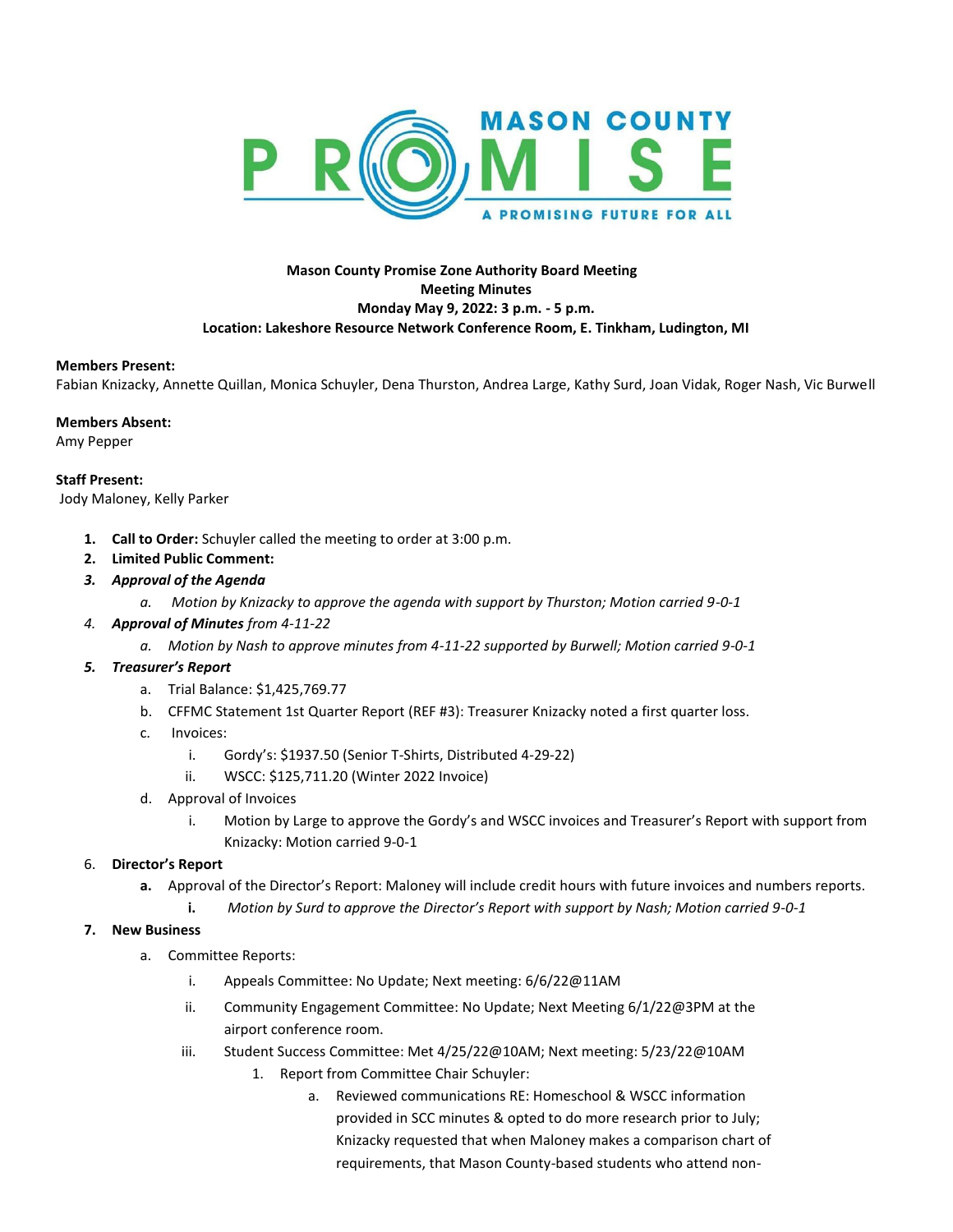MASON COUNTY PROMISE

A PROMISING FUTURE FOR ALL

**Mason County Promise Zone Authority Board Meeting**
**Meeting Minutes**
**Monday May 9, 2022: 3 p.m. - 5 p.m.**
**Location: Lakeshore Resource Network Conference Room, E. Tinkham, Ludington, MI**

**Members Present:**
Fabian Knizacky, Annette Quillan, Monica Schuyler, Dena Thurston, Andrea Large, Kathy Surd, Joan Vidak, Roger Nash, Vic Burwell

**Members Absent:**
Amy Pepper

**Staff Present:**
Jody Maloney, Kelly Parker

1. **Call to Order:** Schuyler called the meeting to order at 3:00 p.m.
2. **Limited Public Comment:**
3. ***Approval of the Agenda***
   a. *Motion by Knizacky to approve the agenda with support by Thurston; Motion carried 9-0-1*
4. ***Approval of Minutes*** *from 4-11-22*
   a. *Motion by Nash to approve minutes from 4-11-22 supported by Burwell; Motion carried 9-0-1*
5. ***Treasurer's Report***
   a. Trial Balance: $1,425,769.77
   b. CFFMC Statement 1st Quarter Report (REF #3): Treasurer Knizacky noted a first quarter loss.
   c. Invoices:
      i. Gordy's: $1937.50 (Senior T-Shirts, Distributed 4-29-22)
      ii. WSCC: $125,711.20 (Winter 2022 Invoice)
   d. Approval of Invoices
      i. Motion by Large to approve the Gordy's and WSCC invoices and Treasurer's Report with support from Knizacky: Motion carried 9-0-1
6. **Director's Report**
   a. Approval of the Director's Report: Maloney will include credit hours with future invoices and numbers reports.
      i. *Motion by Surd to approve the Director's Report with support by Nash; Motion carried 9-0-1*
7. **New Business**
   a. Committee Reports:
      i. Appeals Committee: No Update; Next meeting: 6/6/22@11AM
      ii. Community Engagement Committee: No Update; Next Meeting 6/1/22@3PM at the airport conference room.
      iii. Student Success Committee: Met 4/25/22@10AM; Next meeting: 5/23/22@10AM
         1. Report from Committee Chair Schuyler:
            a. Reviewed communications RE: Homeschool & WSCC information provided in SCC minutes & opted to do more research prior to July; Knizacky requested that when Maloney makes a comparison chart of requirements, that Mason County-based students who attend non-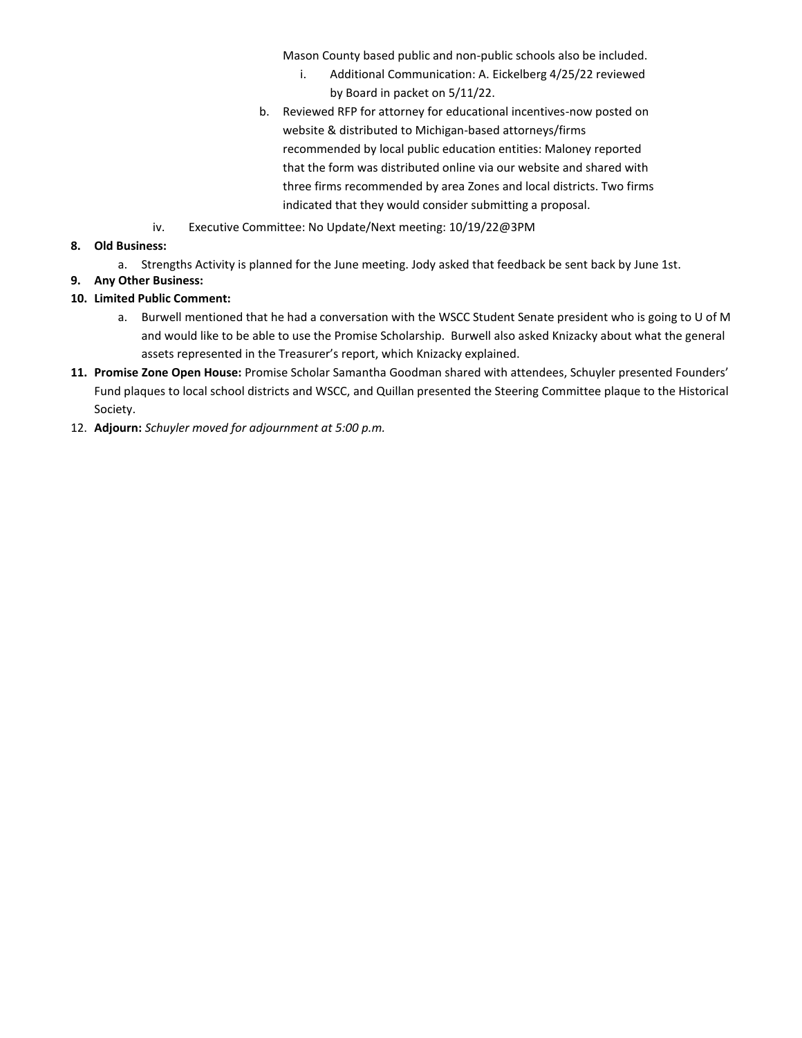Mason County based public and non-public schools also be included.

      i. Additional Communication: A. Eickelberg 4/25/22 reviewed by Board in packet on 5/11/22.

   b. Reviewed RFP for attorney for educational incentives-now posted on website & distributed to Michigan-based attorneys/firms recommended by local public education entities: Maloney reported that the form was distributed online via our website and shared with three firms recommended by area Zones and local districts. Two firms indicated that they would consider submitting a proposal.

   iv. Executive Committee: No Update/Next meeting: 10/19/22@3PM

8. **Old Business:**
   a. Strengths Activity is planned for the June meeting. Jody asked that feedback be sent back by June 1st.
9. **Any Other Business:**
10. **Limited Public Comment:**
    a. Burwell mentioned that he had a conversation with the WSCC Student Senate president who is going to U of M and would like to be able to use the Promise Scholarship. Burwell also asked Knizacky about what the general assets represented in the Treasurer's report, which Knizacky explained.
11. **Promise Zone Open House:** Promise Scholar Samantha Goodman shared with attendees, Schuyler presented Founders' Fund plaques to local school districts and WSCC, and Quillan presented the Steering Committee plaque to the Historical Society.
12. **Adjourn:** *Schuyler moved for adjournment at 5:00 p.m.*